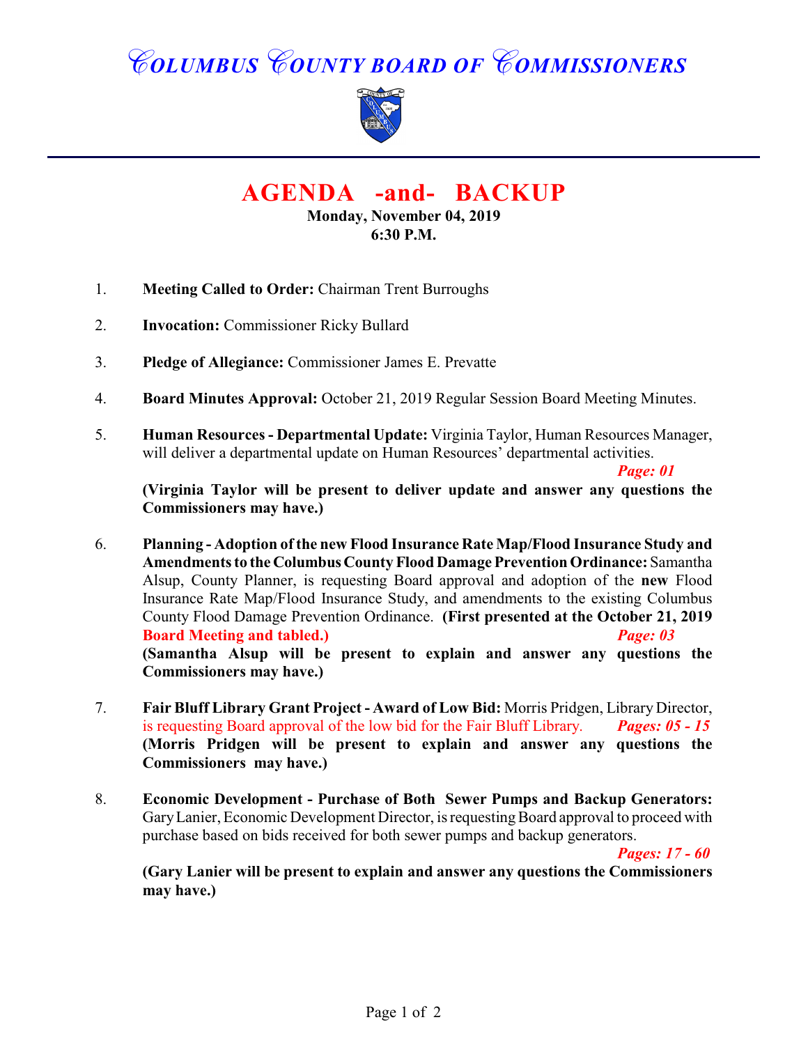# COLUMBUS COUNTY BOARD OF COMMISSIONERS

## AGENDA -and- BACKUP

**Monday, November 04, 2019**
**6:30 P.M.**

1. **Meeting Called to Order:** Chairman Trent Burroughs

2. **Invocation:** Commissioner Ricky Bullard

3. **Pledge of Allegiance:** Commissioner James E. Prevatte

4. **Board Minutes Approval:** October 21, 2019 Regular Session Board Meeting Minutes.

5. **Human Resources - Departmental Update:** Virginia Taylor, Human Resources Manager, will deliver a departmental update on Human Resources' departmental activities. ***Page: 01***
   **(Virginia Taylor will be present to deliver update and answer any questions the Commissioners may have.)**

6. **Planning - Adoption of the new Flood Insurance Rate Map/Flood Insurance Study and Amendments to the Columbus County Flood Damage Prevention Ordinance:** Samantha Alsup, County Planner, is requesting Board approval and adoption of the **new** Flood Insurance Rate Map/Flood Insurance Study, and amendments to the existing Columbus County Flood Damage Prevention Ordinance. **(First presented at the October 21, 2019 Board Meeting and tabled.)** ***Page: 03***
   **(Samantha Alsup will be present to explain and answer any questions the Commissioners may have.)**

7. **Fair Bluff Library Grant Project - Award of Low Bid:** Morris Pridgen, Library Director, is requesting Board approval of the low bid for the Fair Bluff Library. ***Pages: 05 - 15***
   **(Morris Pridgen will be present to explain and answer any questions the Commissioners may have.)**

8. **Economic Development - Purchase of Both Sewer Pumps and Backup Generators:** Gary Lanier, Economic Development Director, is requesting Board approval to proceed with purchase based on bids received for both sewer pumps and backup generators. ***Pages: 17 - 60***
   **(Gary Lanier will be present to explain and answer any questions the Commissioners may have.)**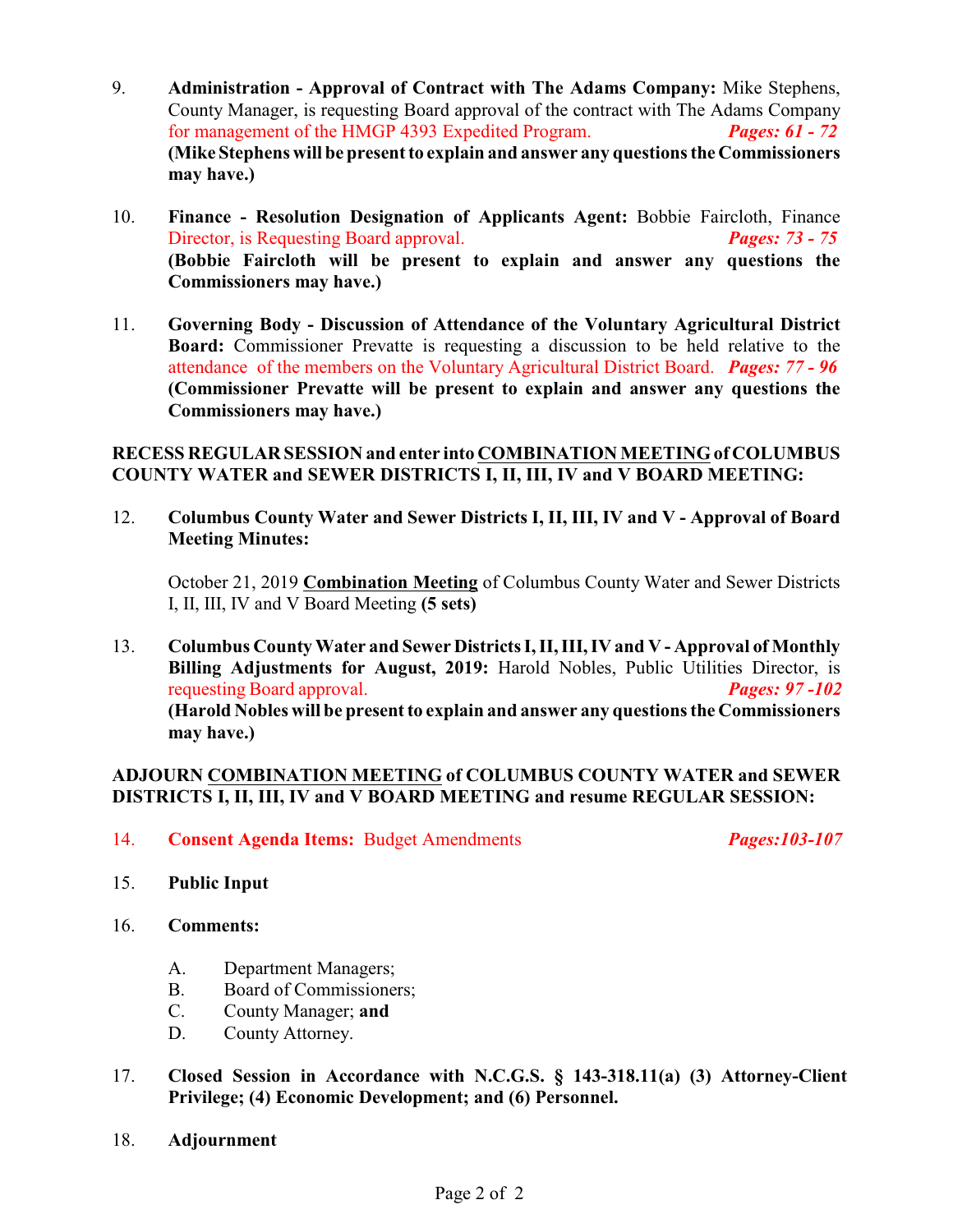9. **Administration - Approval of Contract with The Adams Company:** Mike Stephens, County Manager, is requesting Board approval of the contract with The Adams Company for management of the HMGP 4393 Expedited Program. ***Pages: 61 - 72***
**(Mike Stephens will be present to explain and answer any questions the Commissioners may have.)**

10. **Finance - Resolution Designation of Applicants Agent:** Bobbie Faircloth, Finance Director, is Requesting Board approval. ***Pages: 73 - 75***
**(Bobbie Faircloth will be present to explain and answer any questions the Commissioners may have.)**

11. **Governing Body - Discussion of Attendance of the Voluntary Agricultural District Board:** Commissioner Prevatte is requesting a discussion to be held relative to the attendance of the members on the Voluntary Agricultural District Board. ***Pages: 77 - 96***
**(Commissioner Prevatte will be present to explain and answer any questions the Commissioners may have.)**

**RECESS REGULAR SESSION and enter into <u>COMBINATION MEETING</u> of COLUMBUS COUNTY WATER and SEWER DISTRICTS I, II, III, IV and V BOARD MEETING:**

12. **Columbus County Water and Sewer Districts I, II, III, IV and V - Approval of Board Meeting Minutes:**

    October 21, 2019 **<u>Combination Meeting</u>** of Columbus County Water and Sewer Districts I, II, III, IV and V Board Meeting **(5 sets)**

13. **Columbus County Water and Sewer Districts I, II, III, IV and V - Approval of Monthly Billing Adjustments for August, 2019:** Harold Nobles, Public Utilities Director, is requesting Board approval. ***Pages: 97 -102***
**(Harold Nobles will be present to explain and answer any questions the Commissioners may have.)**

**ADJOURN <u>COMBINATION MEETING</u> of COLUMBUS COUNTY WATER and SEWER DISTRICTS I, II, III, IV and V BOARD MEETING and resume REGULAR SESSION:**

14. **Consent Agenda Items:** Budget Amendments ***Pages:103-107***

15. **Public Input**

16. **Comments:**

    A. Department Managers;
    B. Board of Commissioners;
    C. County Manager; **and**
    D. County Attorney.

17. **Closed Session in Accordance with N.C.G.S. § 143-318.11(a) (3) Attorney-Client Privilege; (4) Economic Development; and (6) Personnel.**

18. **Adjournment**